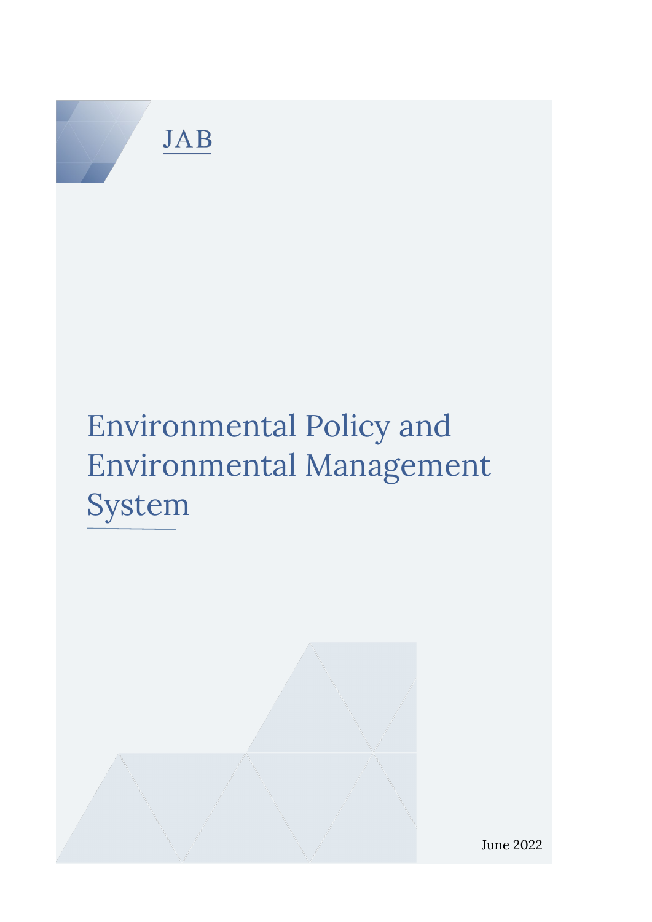JAB

# Environmental Policy and Environmental Management System

June 2022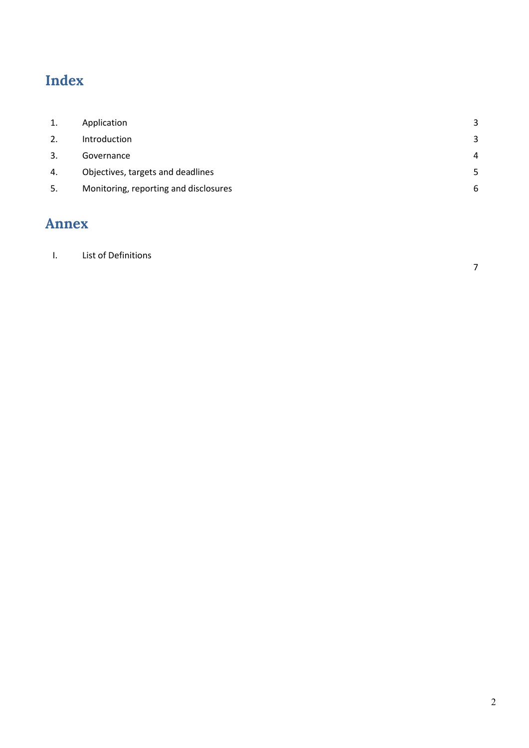# Index

| | | |
|---|---|---|
| 1. | Application | 3 |
| 2. | Introduction | 3 |
| 3. | Governance | 4 |
| 4. | Objectives, targets and deadlines | 5 |
| 5. | Monitoring, reporting and disclosures | 6 |

# Annex

| | | |
|---|---|---|
| I. | List of Definitions | 7 |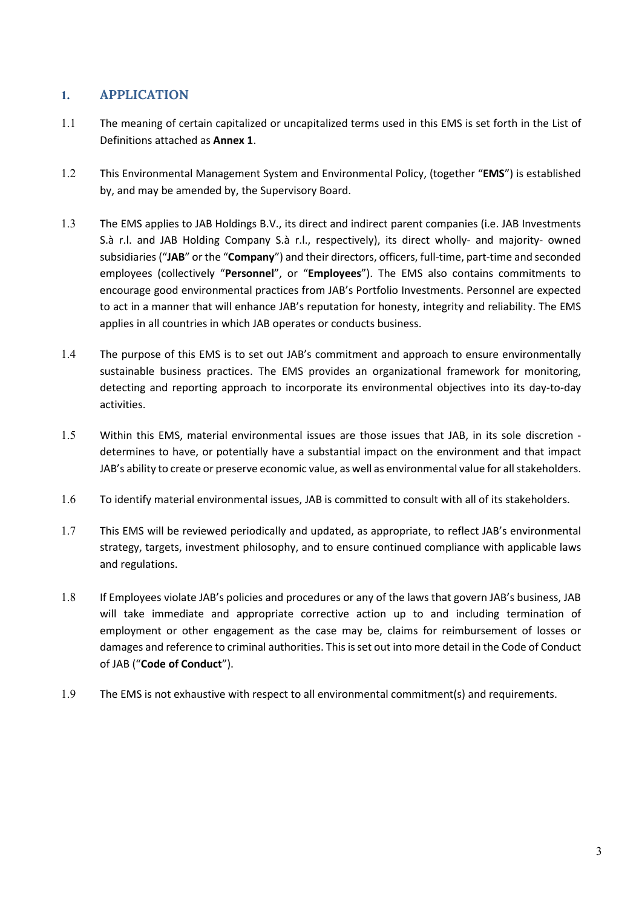## 1. APPLICATION

1.1 The meaning of certain capitalized or uncapitalized terms used in this EMS is set forth in the List of Definitions attached as **Annex 1**.

1.2 This Environmental Management System and Environmental Policy, (together "**EMS**") is established by, and may be amended by, the Supervisory Board.

1.3 The EMS applies to JAB Holdings B.V., its direct and indirect parent companies (i.e. JAB Investments S.à r.l. and JAB Holding Company S.à r.l., respectively), its direct wholly- and majority- owned subsidiaries ("**JAB**" or the "**Company**") and their directors, officers, full-time, part-time and seconded employees (collectively "**Personnel**", or "**Employees**"). The EMS also contains commitments to encourage good environmental practices from JAB's Portfolio Investments. Personnel are expected to act in a manner that will enhance JAB's reputation for honesty, integrity and reliability. The EMS applies in all countries in which JAB operates or conducts business.

1.4 The purpose of this EMS is to set out JAB's commitment and approach to ensure environmentally sustainable business practices. The EMS provides an organizational framework for monitoring, detecting and reporting approach to incorporate its environmental objectives into its day-to-day activities.

1.5 Within this EMS, material environmental issues are those issues that JAB, in its sole discretion - determines to have, or potentially have a substantial impact on the environment and that impact JAB's ability to create or preserve economic value, as well as environmental value for all stakeholders.

1.6 To identify material environmental issues, JAB is committed to consult with all of its stakeholders.

1.7 This EMS will be reviewed periodically and updated, as appropriate, to reflect JAB's environmental strategy, targets, investment philosophy, and to ensure continued compliance with applicable laws and regulations.

1.8 If Employees violate JAB's policies and procedures or any of the laws that govern JAB's business, JAB will take immediate and appropriate corrective action up to and including termination of employment or other engagement as the case may be, claims for reimbursement of losses or damages and reference to criminal authorities. This is set out into more detail in the Code of Conduct of JAB ("**Code of Conduct**").

1.9 The EMS is not exhaustive with respect to all environmental commitment(s) and requirements.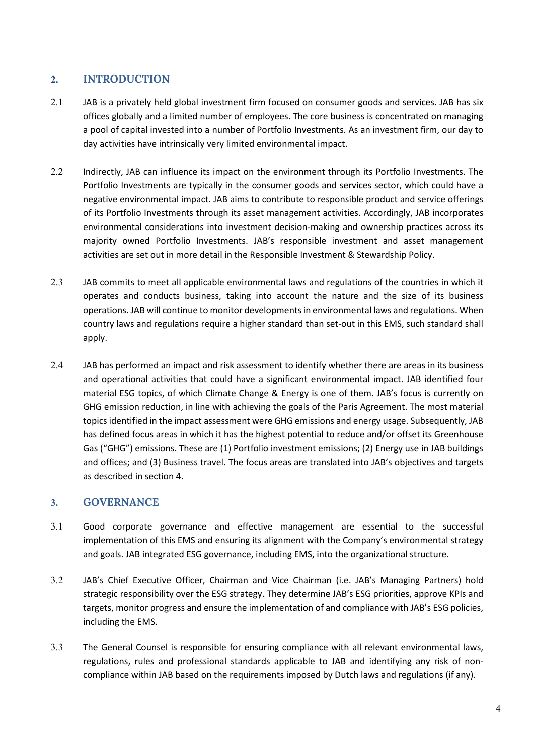## 2. INTRODUCTION

2.1 JAB is a privately held global investment firm focused on consumer goods and services. JAB has six offices globally and a limited number of employees. The core business is concentrated on managing a pool of capital invested into a number of Portfolio Investments. As an investment firm, our day to day activities have intrinsically very limited environmental impact.

2.2 Indirectly, JAB can influence its impact on the environment through its Portfolio Investments. The Portfolio Investments are typically in the consumer goods and services sector, which could have a negative environmental impact. JAB aims to contribute to responsible product and service offerings of its Portfolio Investments through its asset management activities. Accordingly, JAB incorporates environmental considerations into investment decision-making and ownership practices across its majority owned Portfolio Investments. JAB's responsible investment and asset management activities are set out in more detail in the Responsible Investment & Stewardship Policy.

2.3 JAB commits to meet all applicable environmental laws and regulations of the countries in which it operates and conducts business, taking into account the nature and the size of its business operations. JAB will continue to monitor developments in environmental laws and regulations. When country laws and regulations require a higher standard than set-out in this EMS, such standard shall apply.

2.4 JAB has performed an impact and risk assessment to identify whether there are areas in its business and operational activities that could have a significant environmental impact. JAB identified four material ESG topics, of which Climate Change & Energy is one of them. JAB's focus is currently on GHG emission reduction, in line with achieving the goals of the Paris Agreement. The most material topics identified in the impact assessment were GHG emissions and energy usage. Subsequently, JAB has defined focus areas in which it has the highest potential to reduce and/or offset its Greenhouse Gas ("GHG") emissions. These are (1) Portfolio investment emissions; (2) Energy use in JAB buildings and offices; and (3) Business travel. The focus areas are translated into JAB's objectives and targets as described in section 4.

## 3. GOVERNANCE

3.1 Good corporate governance and effective management are essential to the successful implementation of this EMS and ensuring its alignment with the Company's environmental strategy and goals. JAB integrated ESG governance, including EMS, into the organizational structure.

3.2 JAB's Chief Executive Officer, Chairman and Vice Chairman (i.e. JAB's Managing Partners) hold strategic responsibility over the ESG strategy. They determine JAB's ESG priorities, approve KPIs and targets, monitor progress and ensure the implementation of and compliance with JAB's ESG policies, including the EMS.

3.3 The General Counsel is responsible for ensuring compliance with all relevant environmental laws, regulations, rules and professional standards applicable to JAB and identifying any risk of non-compliance within JAB based on the requirements imposed by Dutch laws and regulations (if any).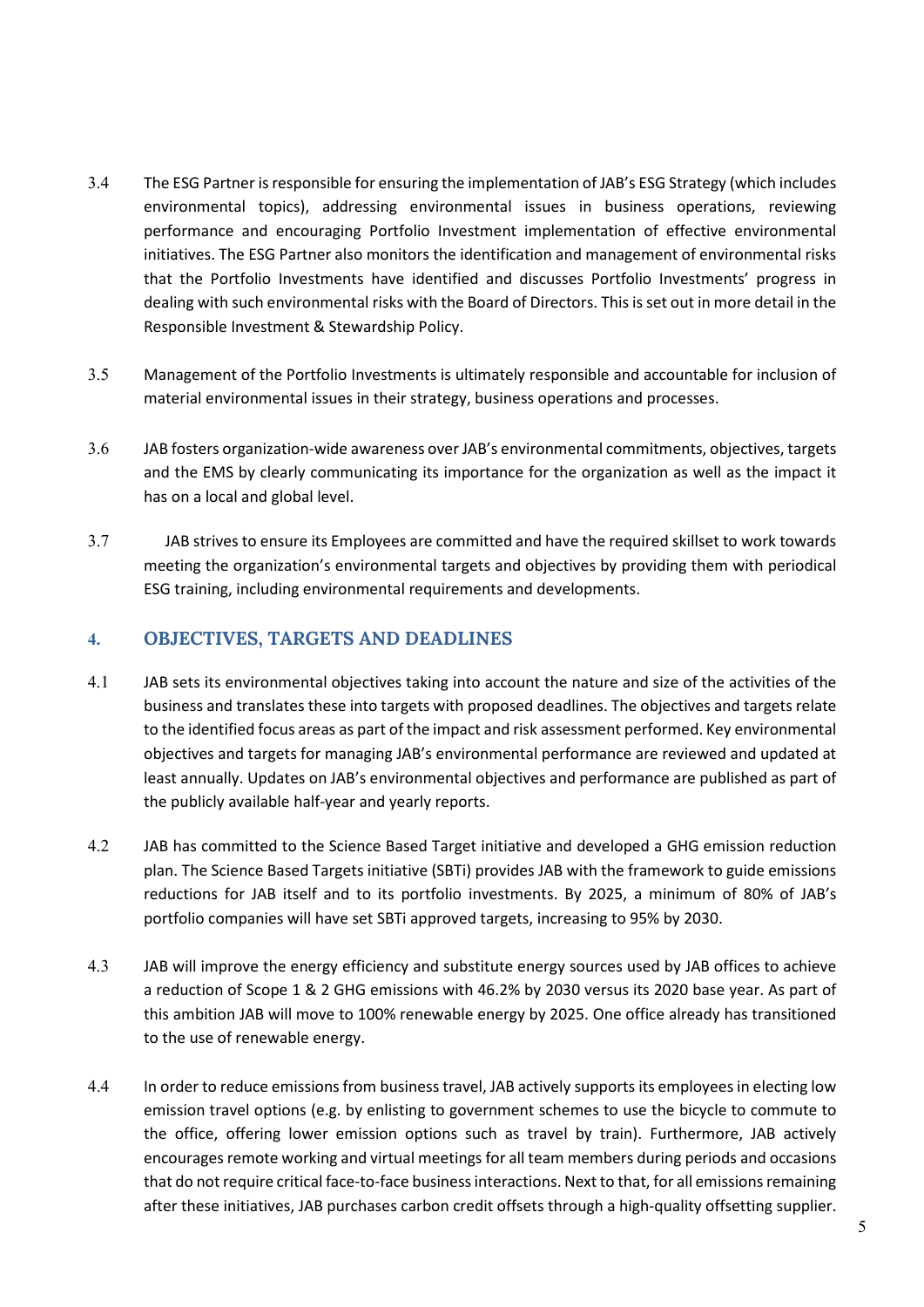3.4 The ESG Partner is responsible for ensuring the implementation of JAB's ESG Strategy (which includes environmental topics), addressing environmental issues in business operations, reviewing performance and encouraging Portfolio Investment implementation of effective environmental initiatives. The ESG Partner also monitors the identification and management of environmental risks that the Portfolio Investments have identified and discusses Portfolio Investments' progress in dealing with such environmental risks with the Board of Directors. This is set out in more detail in the Responsible Investment & Stewardship Policy.

3.5 Management of the Portfolio Investments is ultimately responsible and accountable for inclusion of material environmental issues in their strategy, business operations and processes.

3.6 JAB fosters organization-wide awareness over JAB's environmental commitments, objectives, targets and the EMS by clearly communicating its importance for the organization as well as the impact it has on a local and global level.

3.7 JAB strives to ensure its Employees are committed and have the required skillset to work towards meeting the organization's environmental targets and objectives by providing them with periodical ESG training, including environmental requirements and developments.

## 4. OBJECTIVES, TARGETS AND DEADLINES

4.1 JAB sets its environmental objectives taking into account the nature and size of the activities of the business and translates these into targets with proposed deadlines. The objectives and targets relate to the identified focus areas as part of the impact and risk assessment performed. Key environmental objectives and targets for managing JAB's environmental performance are reviewed and updated at least annually. Updates on JAB's environmental objectives and performance are published as part of the publicly available half-year and yearly reports.

4.2 JAB has committed to the Science Based Target initiative and developed a GHG emission reduction plan. The Science Based Targets initiative (SBTi) provides JAB with the framework to guide emissions reductions for JAB itself and to its portfolio investments. By 2025, a minimum of 80% of JAB's portfolio companies will have set SBTi approved targets, increasing to 95% by 2030.

4.3 JAB will improve the energy efficiency and substitute energy sources used by JAB offices to achieve a reduction of Scope 1 & 2 GHG emissions with 46.2% by 2030 versus its 2020 base year. As part of this ambition JAB will move to 100% renewable energy by 2025. One office already has transitioned to the use of renewable energy.

4.4 In order to reduce emissions from business travel, JAB actively supports its employees in electing low emission travel options (e.g. by enlisting to government schemes to use the bicycle to commute to the office, offering lower emission options such as travel by train). Furthermore, JAB actively encourages remote working and virtual meetings for all team members during periods and occasions that do not require critical face-to-face business interactions. Next to that, for all emissions remaining after these initiatives, JAB purchases carbon credit offsets through a high-quality offsetting supplier.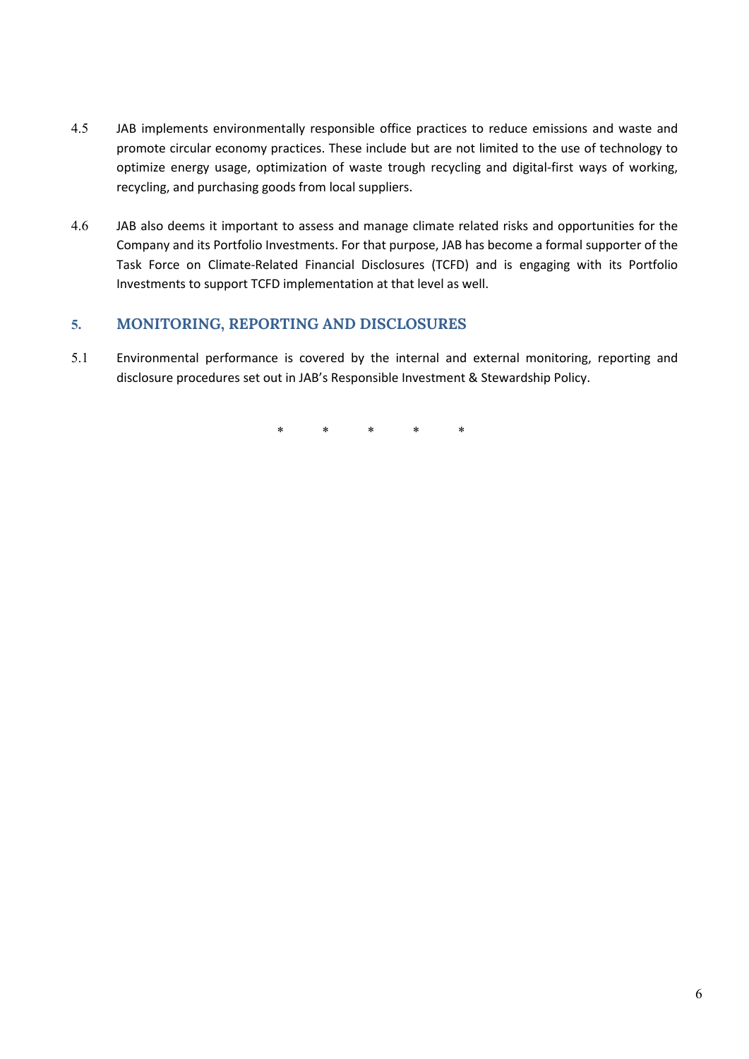4.5 JAB implements environmentally responsible office practices to reduce emissions and waste and promote circular economy practices. These include but are not limited to the use of technology to optimize energy usage, optimization of waste trough recycling and digital-first ways of working, recycling, and purchasing goods from local suppliers.

4.6 JAB also deems it important to assess and manage climate related risks and opportunities for the Company and its Portfolio Investments. For that purpose, JAB has become a formal supporter of the Task Force on Climate-Related Financial Disclosures (TCFD) and is engaging with its Portfolio Investments to support TCFD implementation at that level as well.

## 5. MONITORING, REPORTING AND DISCLOSURES

5.1 Environmental performance is covered by the internal and external monitoring, reporting and disclosure procedures set out in JAB's Responsible Investment & Stewardship Policy.

\* \* \* \* \*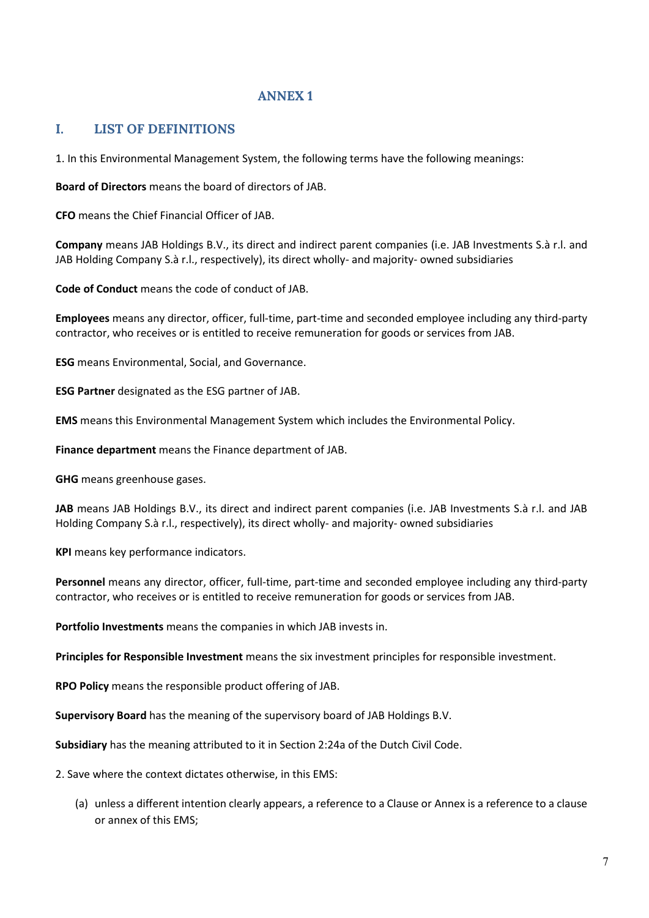# ANNEX 1

## I. LIST OF DEFINITIONS

1. In this Environmental Management System, the following terms have the following meanings:

**Board of Directors** means the board of directors of JAB.

**CFO** means the Chief Financial Officer of JAB.

**Company** means JAB Holdings B.V., its direct and indirect parent companies (i.e. JAB Investments S.à r.l. and JAB Holding Company S.à r.l., respectively), its direct wholly- and majority- owned subsidiaries

**Code of Conduct** means the code of conduct of JAB.

**Employees** means any director, officer, full-time, part-time and seconded employee including any third-party contractor, who receives or is entitled to receive remuneration for goods or services from JAB.

**ESG** means Environmental, Social, and Governance.

**ESG Partner** designated as the ESG partner of JAB.

**EMS** means this Environmental Management System which includes the Environmental Policy.

**Finance department** means the Finance department of JAB.

**GHG** means greenhouse gases.

**JAB** means JAB Holdings B.V., its direct and indirect parent companies (i.e. JAB Investments S.à r.l. and JAB Holding Company S.à r.l., respectively), its direct wholly- and majority- owned subsidiaries

**KPI** means key performance indicators.

**Personnel** means any director, officer, full-time, part-time and seconded employee including any third-party contractor, who receives or is entitled to receive remuneration for goods or services from JAB.

**Portfolio Investments** means the companies in which JAB invests in.

**Principles for Responsible Investment** means the six investment principles for responsible investment.

**RPO Policy** means the responsible product offering of JAB.

**Supervisory Board** has the meaning of the supervisory board of JAB Holdings B.V.

**Subsidiary** has the meaning attributed to it in Section 2:24a of the Dutch Civil Code.

2. Save where the context dictates otherwise, in this EMS:

   (a) unless a different intention clearly appears, a reference to a Clause or Annex is a reference to a clause or annex of this EMS;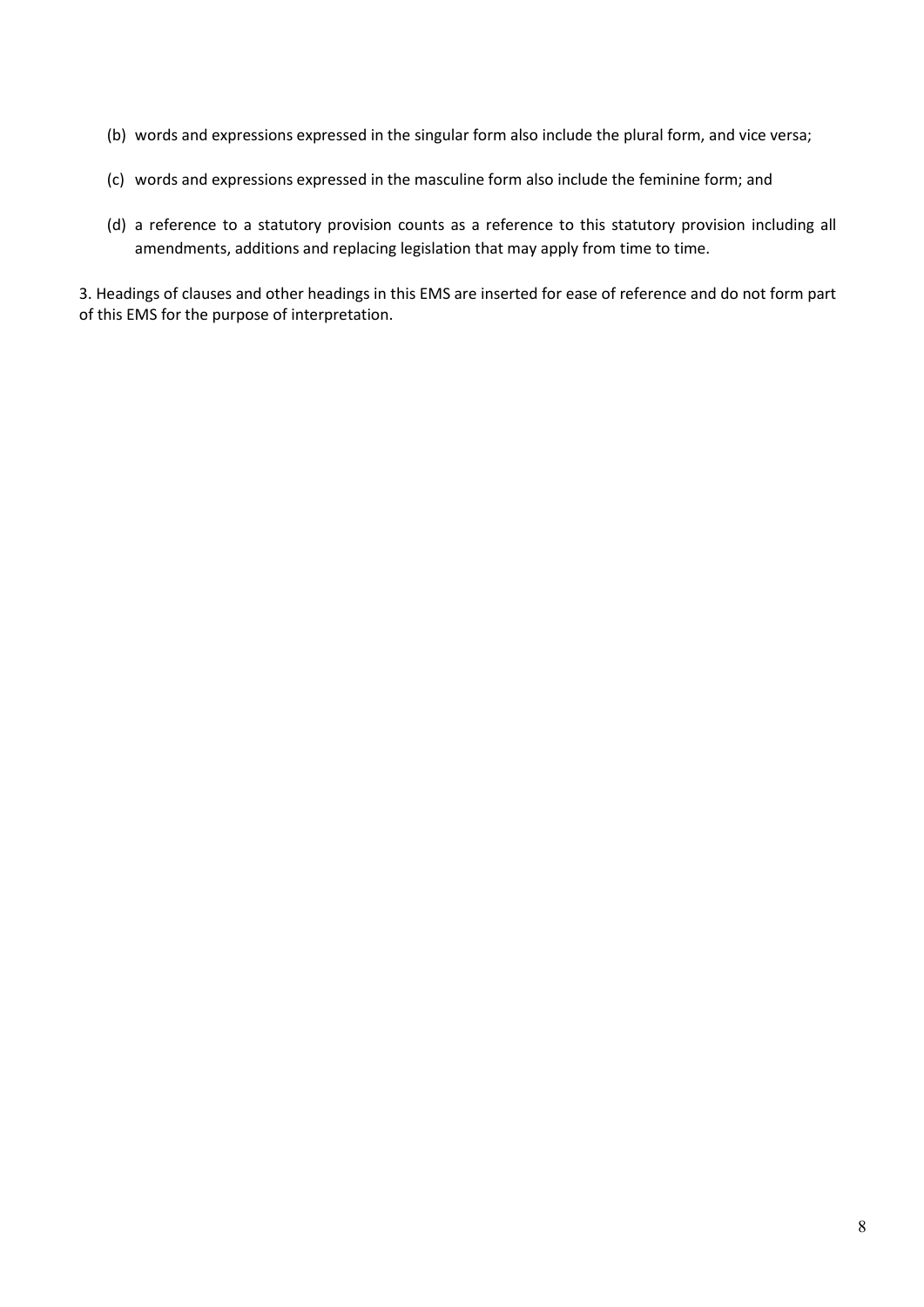(b) words and expressions expressed in the singular form also include the plural form, and vice versa;

(c) words and expressions expressed in the masculine form also include the feminine form; and

(d) a reference to a statutory provision counts as a reference to this statutory provision including all amendments, additions and replacing legislation that may apply from time to time.

3. Headings of clauses and other headings in this EMS are inserted for ease of reference and do not form part of this EMS for the purpose of interpretation.